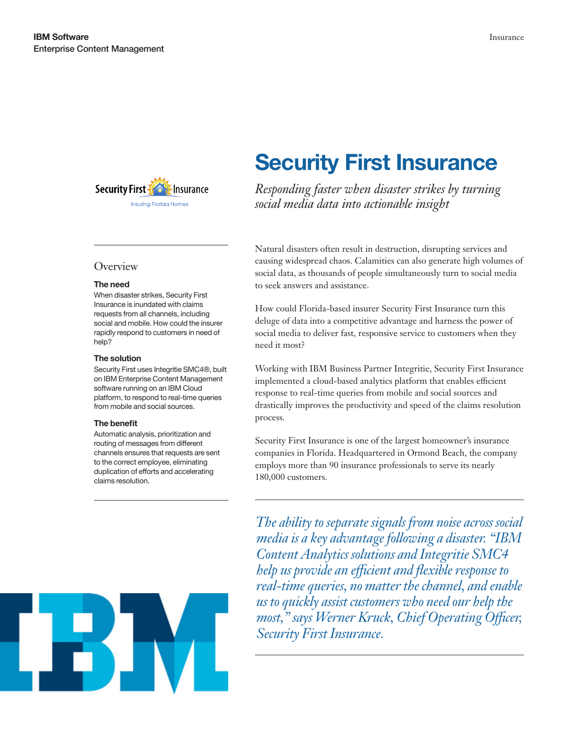IBM Software
Enterprise Content Management

# Security First Insurance

*Responding faster when disaster strikes by turning social media data into actionable insight*

## Overview

### The need

When disaster strikes, Security First Insurance is inundated with claims requests from all channels, including social and mobile. How could the insurer rapidly respond to customers in need of help?

### The solution

Security First uses Integritie SMC4®, built on IBM Enterprise Content Management software running on an IBM Cloud platform, to respond to real-time queries from mobile and social sources.

### The benefit

Automatic analysis, prioritization and routing of messages from different channels ensures that requests are sent to the correct employee, eliminating duplication of efforts and accelerating claims resolution.

Natural disasters often result in destruction, disrupting services and causing widespread chaos. Calamities can also generate high volumes of social data, as thousands of people simultaneously turn to social media to seek answers and assistance.

How could Florida-based insurer Security First Insurance turn this deluge of data into a competitive advantage and harness the power of social media to deliver fast, responsive service to customers when they need it most?

Working with IBM Business Partner Integritie, Security First Insurance implemented a cloud-based analytics platform that enables efficient response to real-time queries from mobile and social sources and drastically improves the productivity and speed of the claims resolution process.

Security First Insurance is one of the largest homeowner's insurance companies in Florida. Headquartered in Ormond Beach, the company employs more than 90 insurance professionals to serve its nearly 180,000 customers.

*The ability to separate signals from noise across social media is a key advantage following a disaster. "IBM Content Analytics solutions and Integritie SMC4 help us provide an efficient and flexible response to real-time queries, no matter the channel, and enable us to quickly assist customers who need our help the most," says Werner Kruck, Chief Operating Officer, Security First Insurance.*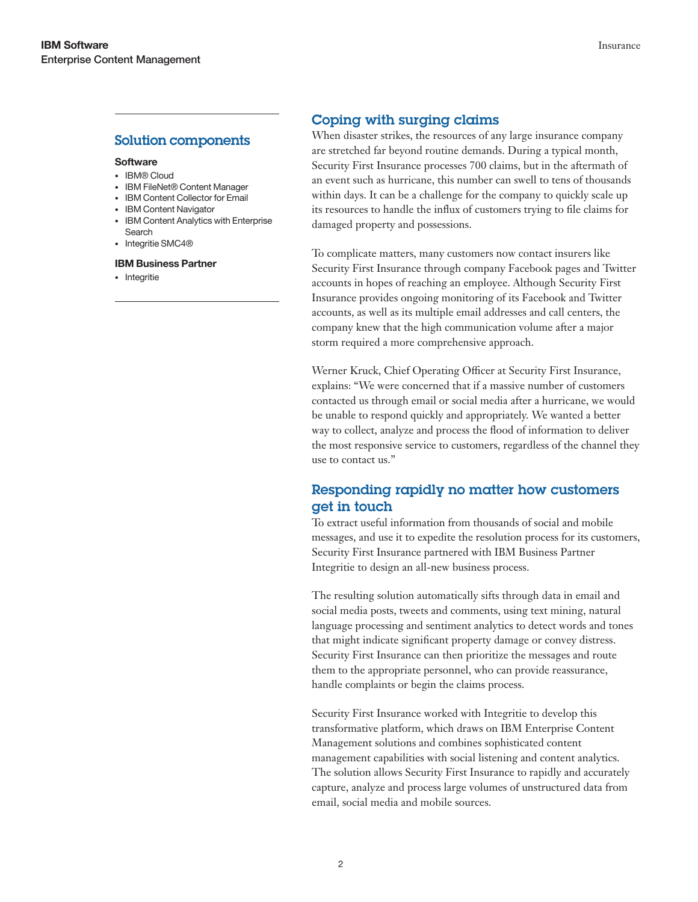## Solution components

**Software**

- IBM® Cloud
- IBM FileNet® Content Manager
- IBM Content Collector for Email
- IBM Content Navigator
- IBM Content Analytics with Enterprise Search
- Integritie SMC4®

**IBM Business Partner**

- Integritie

## Coping with surging claims

When disaster strikes, the resources of any large insurance company are stretched far beyond routine demands. During a typical month, Security First Insurance processes 700 claims, but in the aftermath of an event such as hurricane, this number can swell to tens of thousands within days. It can be a challenge for the company to quickly scale up its resources to handle the influx of customers trying to file claims for damaged property and possessions.

To complicate matters, many customers now contact insurers like Security First Insurance through company Facebook pages and Twitter accounts in hopes of reaching an employee. Although Security First Insurance provides ongoing monitoring of its Facebook and Twitter accounts, as well as its multiple email addresses and call centers, the company knew that the high communication volume after a major storm required a more comprehensive approach.

Werner Kruck, Chief Operating Officer at Security First Insurance, explains: "We were concerned that if a massive number of customers contacted us through email or social media after a hurricane, we would be unable to respond quickly and appropriately. We wanted a better way to collect, analyze and process the flood of information to deliver the most responsive service to customers, regardless of the channel they use to contact us."

## Responding rapidly no matter how customers get in touch

To extract useful information from thousands of social and mobile messages, and use it to expedite the resolution process for its customers, Security First Insurance partnered with IBM Business Partner Integritie to design an all-new business process.

The resulting solution automatically sifts through data in email and social media posts, tweets and comments, using text mining, natural language processing and sentiment analytics to detect words and tones that might indicate significant property damage or convey distress. Security First Insurance can then prioritize the messages and route them to the appropriate personnel, who can provide reassurance, handle complaints or begin the claims process.

Security First Insurance worked with Integritie to develop this transformative platform, which draws on IBM Enterprise Content Management solutions and combines sophisticated content management capabilities with social listening and content analytics. The solution allows Security First Insurance to rapidly and accurately capture, analyze and process large volumes of unstructured data from email, social media and mobile sources.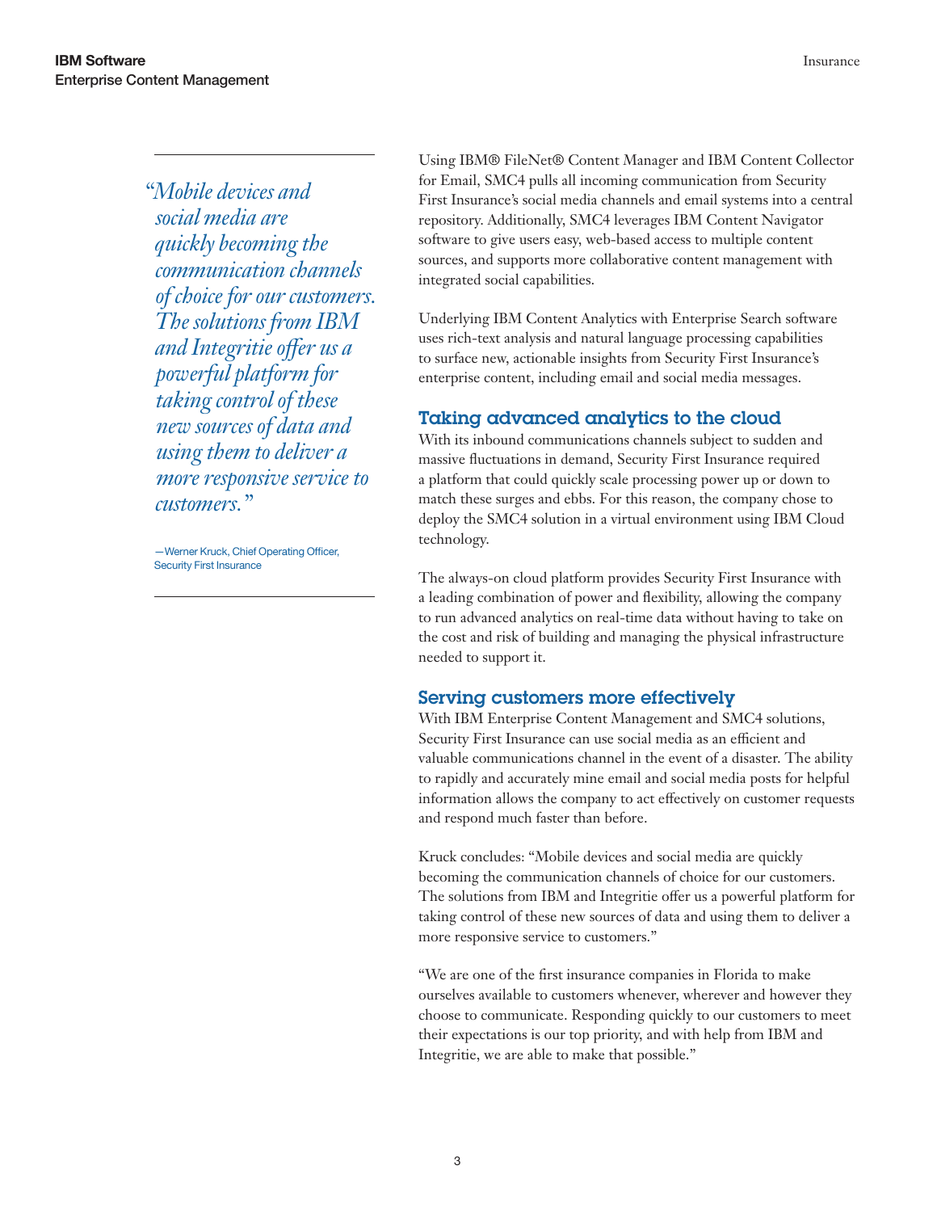> *"Mobile devices and social media are quickly becoming the communication channels of choice for our customers. The solutions from IBM and Integritie offer us a powerful platform for taking control of these new sources of data and using them to deliver a more responsive service to customers."*
>
> —Werner Kruck, Chief Operating Officer, Security First Insurance

Using IBM® FileNet® Content Manager and IBM Content Collector for Email, SMC4 pulls all incoming communication from Security First Insurance's social media channels and email systems into a central repository. Additionally, SMC4 leverages IBM Content Navigator software to give users easy, web-based access to multiple content sources, and supports more collaborative content management with integrated social capabilities.

Underlying IBM Content Analytics with Enterprise Search software uses rich-text analysis and natural language processing capabilities to surface new, actionable insights from Security First Insurance's enterprise content, including email and social media messages.

## Taking advanced analytics to the cloud

With its inbound communications channels subject to sudden and massive fluctuations in demand, Security First Insurance required a platform that could quickly scale processing power up or down to match these surges and ebbs. For this reason, the company chose to deploy the SMC4 solution in a virtual environment using IBM Cloud technology.

The always-on cloud platform provides Security First Insurance with a leading combination of power and flexibility, allowing the company to run advanced analytics on real-time data without having to take on the cost and risk of building and managing the physical infrastructure needed to support it.

## Serving customers more effectively

With IBM Enterprise Content Management and SMC4 solutions, Security First Insurance can use social media as an efficient and valuable communications channel in the event of a disaster. The ability to rapidly and accurately mine email and social media posts for helpful information allows the company to act effectively on customer requests and respond much faster than before.

Kruck concludes: "Mobile devices and social media are quickly becoming the communication channels of choice for our customers. The solutions from IBM and Integritie offer us a powerful platform for taking control of these new sources of data and using them to deliver a more responsive service to customers."

"We are one of the first insurance companies in Florida to make ourselves available to customers whenever, wherever and however they choose to communicate. Responding quickly to our customers to meet their expectations is our top priority, and with help from IBM and Integritie, we are able to make that possible."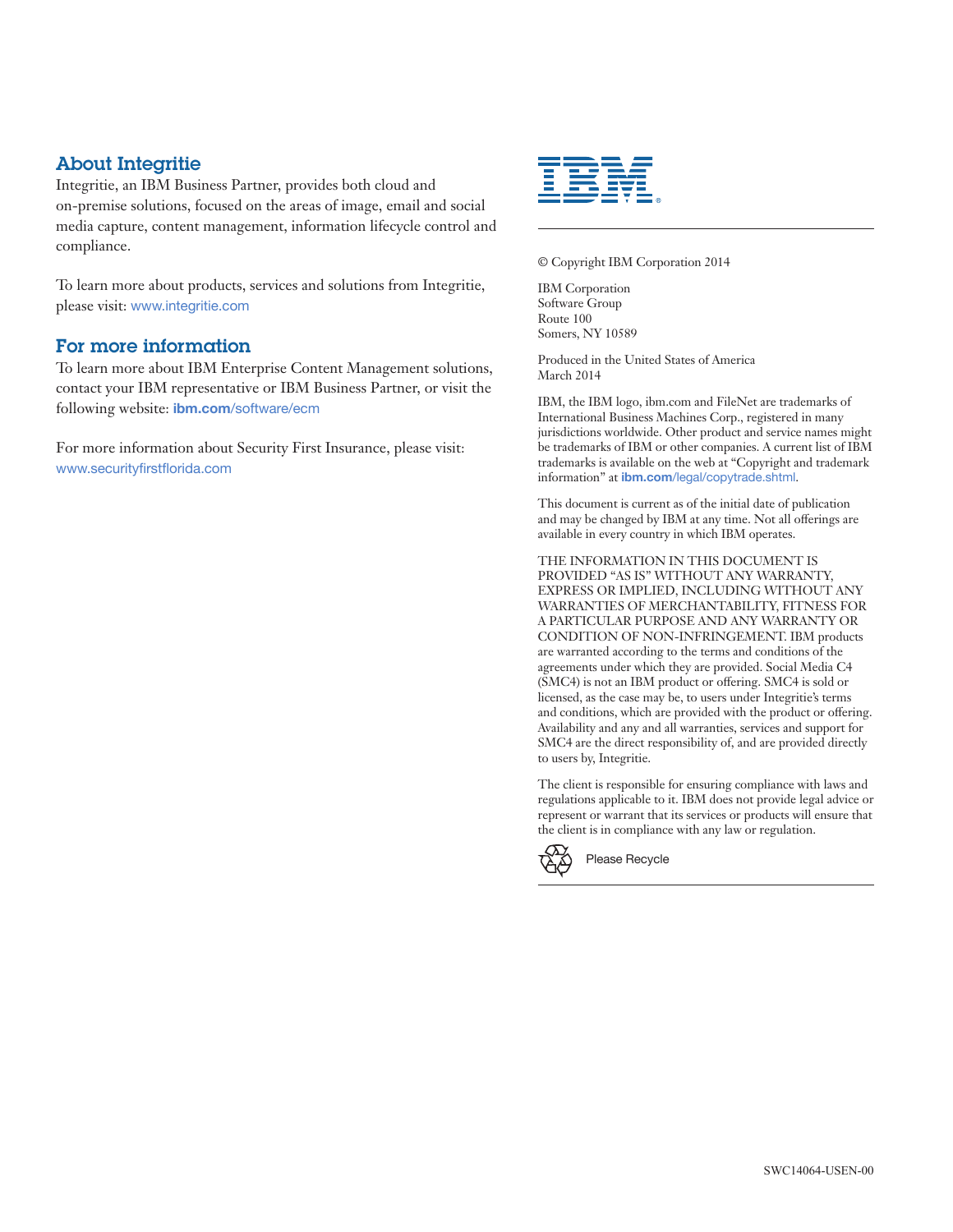## About Integritie

Integritie, an IBM Business Partner, provides both cloud and on-premise solutions, focused on the areas of image, email and social media capture, content management, information lifecycle control and compliance.

To learn more about products, services and solutions from Integritie, please visit: www.integritie.com

## For more information

To learn more about IBM Enterprise Content Management solutions, contact your IBM representative or IBM Business Partner, or visit the following website: **ibm.com**/software/ecm

For more information about Security First Insurance, please visit: www.securityfirstflorida.com

© Copyright IBM Corporation 2014

IBM Corporation
Software Group
Route 100
Somers, NY 10589

Produced in the United States of America
March 2014

IBM, the IBM logo, ibm.com and FileNet are trademarks of International Business Machines Corp., registered in many jurisdictions worldwide. Other product and service names might be trademarks of IBM or other companies. A current list of IBM trademarks is available on the web at "Copyright and trademark information" at **ibm.com**/legal/copytrade.shtml.

This document is current as of the initial date of publication and may be changed by IBM at any time. Not all offerings are available in every country in which IBM operates.

THE INFORMATION IN THIS DOCUMENT IS PROVIDED "AS IS" WITHOUT ANY WARRANTY, EXPRESS OR IMPLIED, INCLUDING WITHOUT ANY WARRANTIES OF MERCHANTABILITY, FITNESS FOR A PARTICULAR PURPOSE AND ANY WARRANTY OR CONDITION OF NON-INFRINGEMENT. IBM products are warranted according to the terms and conditions of the agreements under which they are provided. Social Media C4 (SMC4) is not an IBM product or offering. SMC4 is sold or licensed, as the case may be, to users under Integritie's terms and conditions, which are provided with the product or offering. Availability and any and all warranties, services and support for SMC4 are the direct responsibility of, and are provided directly to users by, Integritie.

The client is responsible for ensuring compliance with laws and regulations applicable to it. IBM does not provide legal advice or represent or warrant that its services or products will ensure that the client is in compliance with any law or regulation.

Please Recycle

SWC14064-USEN-00